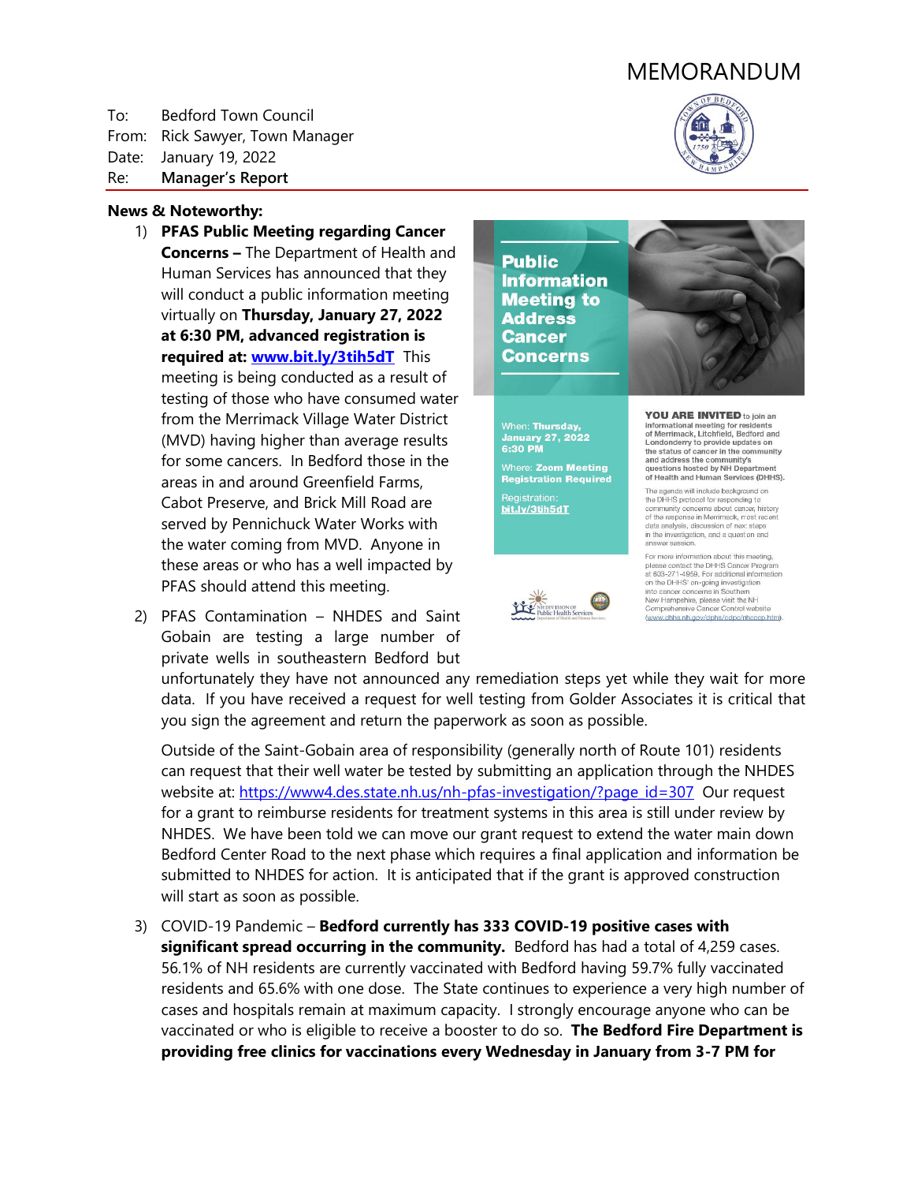# MEMORANDUM

To: Bedford Town Council
From: Rick Sawyer, Town Manager
Date: January 19, 2022
Re: **Manager's Report**

**News & Noteworthy:**

1) **PFAS Public Meeting regarding Cancer Concerns –** The Department of Health and Human Services has announced that they will conduct a public information meeting virtually on **Thursday, January 27, 2022 at 6:30 PM, advanced registration is required at: www.bit.ly/3tih5dT** This meeting is being conducted as a result of testing of those who have consumed water from the Merrimack Village Water District (MVD) having higher than average results for some cancers. In Bedford those in the areas in and around Greenfield Farms, Cabot Preserve, and Brick Mill Road are served by Pennichuck Water Works with the water coming from MVD. Anyone in these areas or who has a well impacted by PFAS should attend this meeting.

   **Public Information Meeting to Address Cancer Concerns**

   When: **Thursday, January 27, 2022 6:30 PM**

   Where: **Zoom Meeting Registration Required**

   Registration: **bit.ly/3tih5dT**

   **YOU ARE INVITED** to join an informational meeting for residents of Merrimack, Litchfield, Bedford and Londonderry to provide updates on the status of cancer in the community and address the community's questions hosted by NH Department of Health and Human Services (DHHS).

   The agenda will include background on the DHHS protocol for responding to community concerns about cancer, history of the response in Merrimack, most recent data analysis, discussion of next steps in the investigation, and a question and answer session.

   For more information about this meeting, please contact the DHHS Cancer Program at 603-271-4959. For additional information on the DHHS' on-going investigation into cancer concerns in Southern New Hampshire, please visit the NH Comprehensive Cancer Control website (www.dhhs.nh.gov/dphs/cdpc/nhcccp.htm).

   NH Division of Public Health Services, Department of Health and Human Services

2) PFAS Contamination – NHDES and Saint Gobain are testing a large number of private wells in southeastern Bedford but unfortunately they have not announced any remediation steps yet while they wait for more data. If you have received a request for well testing from Golder Associates it is critical that you sign the agreement and return the paperwork as soon as possible.

   Outside of the Saint-Gobain area of responsibility (generally north of Route 101) residents can request that their well water be tested by submitting an application through the NHDES website at: https://www4.des.state.nh.us/nh-pfas-investigation/?page_id=307 Our request for a grant to reimburse residents for treatment systems in this area is still under review by NHDES. We have been told we can move our grant request to extend the water main down Bedford Center Road to the next phase which requires a final application and information be submitted to NHDES for action. It is anticipated that if the grant is approved construction will start as soon as possible.

3) COVID-19 Pandemic – **Bedford currently has 333 COVID-19 positive cases with significant spread occurring in the community.** Bedford has had a total of 4,259 cases. 56.1% of NH residents are currently vaccinated with Bedford having 59.7% fully vaccinated residents and 65.6% with one dose. The State continues to experience a very high number of cases and hospitals remain at maximum capacity. I strongly encourage anyone who can be vaccinated or who is eligible to receive a booster to do so. **The Bedford Fire Department is providing free clinics for vaccinations every Wednesday in January from 3-7 PM for**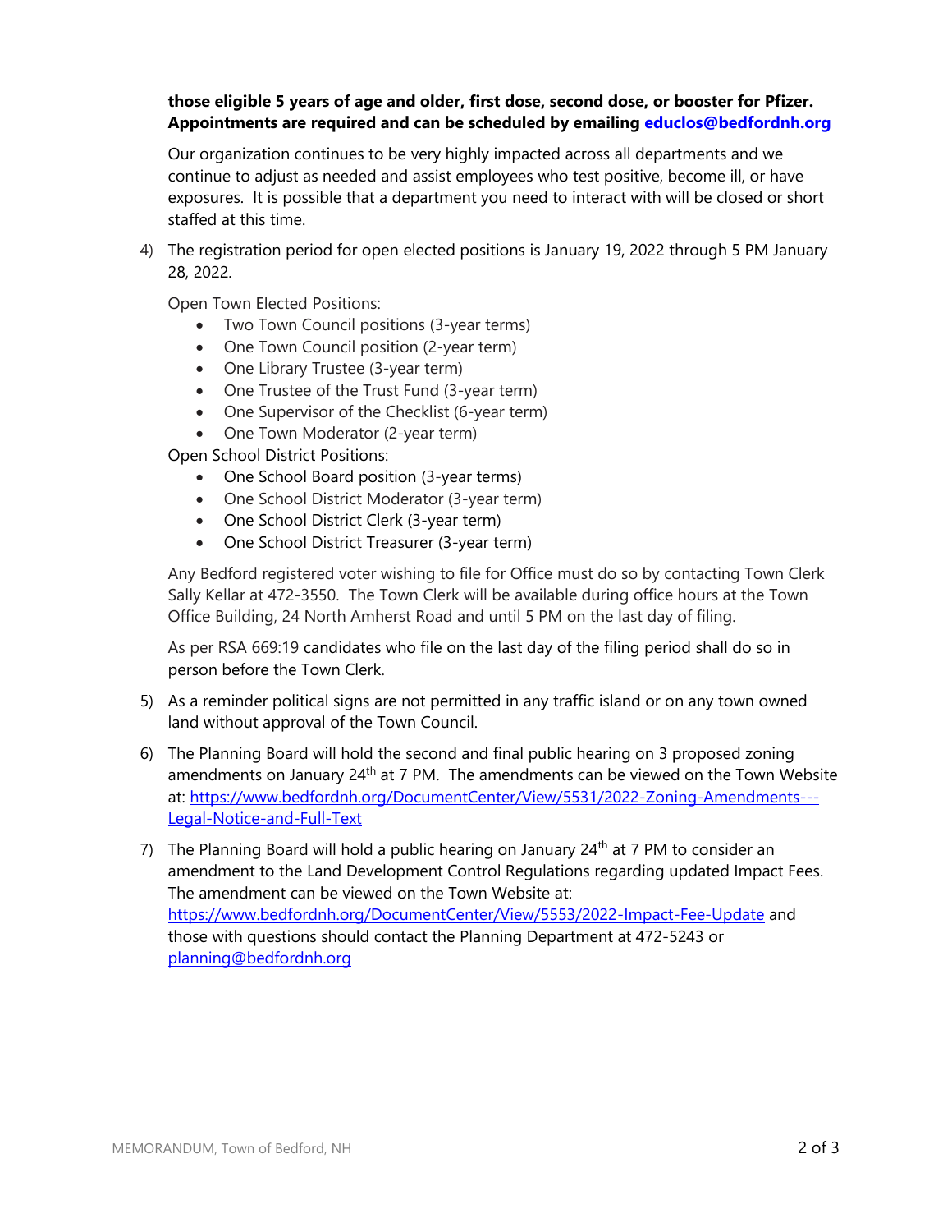**those eligible 5 years of age and older, first dose, second dose, or booster for Pfizer. Appointments are required and can be scheduled by emailing [educlos@bedfordnh.org](mailto:educlos@bedfordnh.org)**

Our organization continues to be very highly impacted across all departments and we continue to adjust as needed and assist employees who test positive, become ill, or have exposures. It is possible that a department you need to interact with will be closed or short staffed at this time.

4) The registration period for open elected positions is January 19, 2022 through 5 PM January 28, 2022.

   Open Town Elected Positions:
   - Two Town Council positions (3-year terms)
   - One Town Council position (2-year term)
   - One Library Trustee (3-year term)
   - One Trustee of the Trust Fund (3-year term)
   - One Supervisor of the Checklist (6-year term)
   - One Town Moderator (2-year term)

   Open School District Positions:
   - One School Board position (3-year terms)
   - One School District Moderator (3-year term)
   - One School District Clerk (3-year term)
   - One School District Treasurer (3-year term)

   Any Bedford registered voter wishing to file for Office must do so by contacting Town Clerk Sally Kellar at 472-3550. The Town Clerk will be available during office hours at the Town Office Building, 24 North Amherst Road and until 5 PM on the last day of filing.

   As per RSA 669:19 candidates who file on the last day of the filing period shall do so in person before the Town Clerk.

5) As a reminder political signs are not permitted in any traffic island or on any town owned land without approval of the Town Council.

6) The Planning Board will hold the second and final public hearing on 3 proposed zoning amendments on January 24th at 7 PM. The amendments can be viewed on the Town Website at: [https://www.bedfordnh.org/DocumentCenter/View/5531/2022-Zoning-Amendments---Legal-Notice-and-Full-Text](https://www.bedfordnh.org/DocumentCenter/View/5531/2022-Zoning-Amendments---Legal-Notice-and-Full-Text)

7) The Planning Board will hold a public hearing on January 24th at 7 PM to consider an amendment to the Land Development Control Regulations regarding updated Impact Fees. The amendment can be viewed on the Town Website at: [https://www.bedfordnh.org/DocumentCenter/View/5553/2022-Impact-Fee-Update](https://www.bedfordnh.org/DocumentCenter/View/5553/2022-Impact-Fee-Update) and those with questions should contact the Planning Department at 472-5243 or [planning@bedfordnh.org](mailto:planning@bedfordnh.org)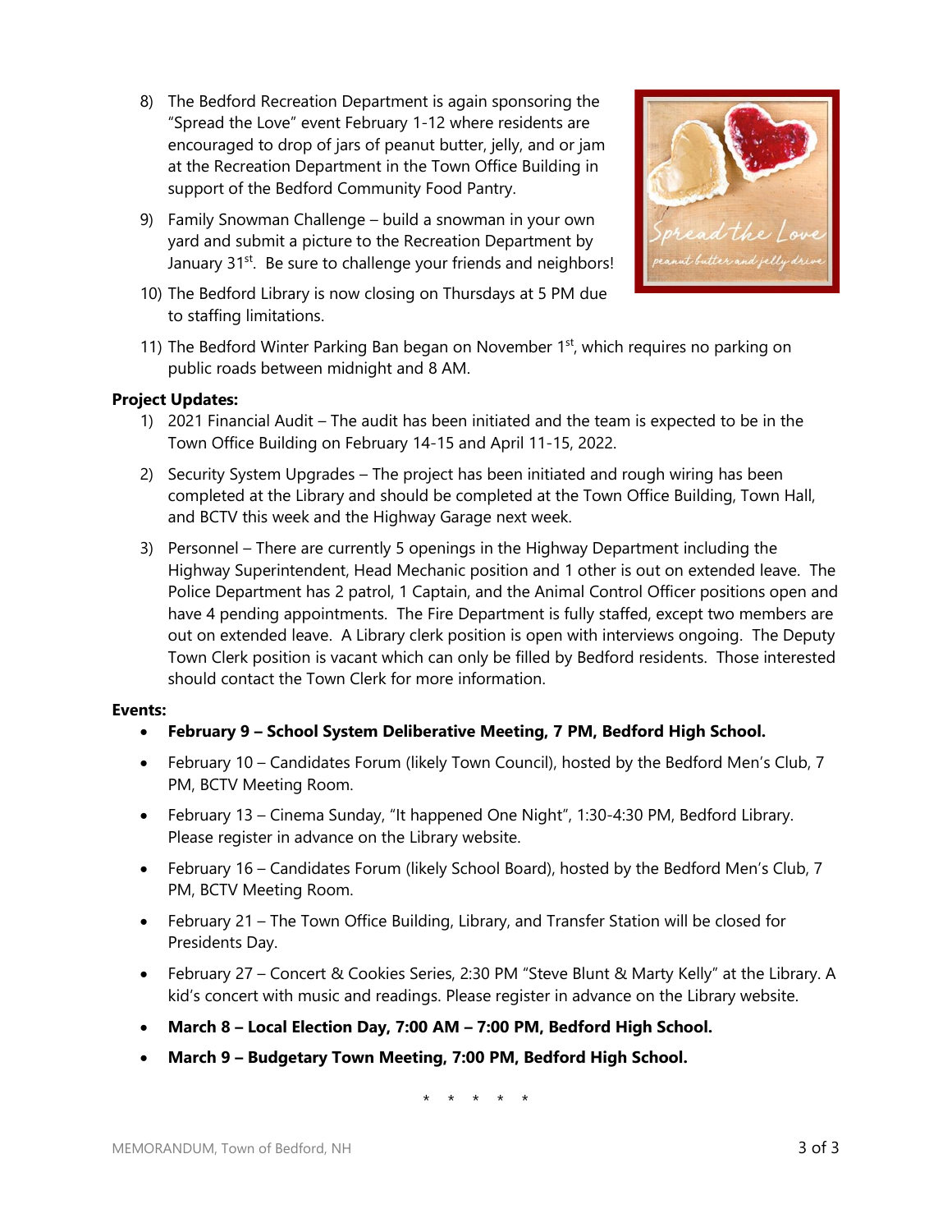8) The Bedford Recreation Department is again sponsoring the "Spread the Love" event February 1-12 where residents are encouraged to drop of jars of peanut butter, jelly, and or jam at the Recreation Department in the Town Office Building in support of the Bedford Community Food Pantry.

9) Family Snowman Challenge – build a snowman in your own yard and submit a picture to the Recreation Department by January 31st. Be sure to challenge your friends and neighbors!

10) The Bedford Library is now closing on Thursdays at 5 PM due to staffing limitations.

11) The Bedford Winter Parking Ban began on November 1st, which requires no parking on public roads between midnight and 8 AM.

**Project Updates:**

1) 2021 Financial Audit – The audit has been initiated and the team is expected to be in the Town Office Building on February 14-15 and April 11-15, 2022.

2) Security System Upgrades – The project has been initiated and rough wiring has been completed at the Library and should be completed at the Town Office Building, Town Hall, and BCTV this week and the Highway Garage next week.

3) Personnel – There are currently 5 openings in the Highway Department including the Highway Superintendent, Head Mechanic position and 1 other is out on extended leave. The Police Department has 2 patrol, 1 Captain, and the Animal Control Officer positions open and have 4 pending appointments. The Fire Department is fully staffed, except two members are out on extended leave. A Library clerk position is open with interviews ongoing. The Deputy Town Clerk position is vacant which can only be filled by Bedford residents. Those interested should contact the Town Clerk for more information.

**Events:**

- **February 9 – School System Deliberative Meeting, 7 PM, Bedford High School.**
- February 10 – Candidates Forum (likely Town Council), hosted by the Bedford Men's Club, 7 PM, BCTV Meeting Room.
- February 13 – Cinema Sunday, "It happened One Night", 1:30-4:30 PM, Bedford Library. Please register in advance on the Library website.
- February 16 – Candidates Forum (likely School Board), hosted by the Bedford Men's Club, 7 PM, BCTV Meeting Room.
- February 21 – The Town Office Building, Library, and Transfer Station will be closed for Presidents Day.
- February 27 – Concert & Cookies Series, 2:30 PM "Steve Blunt & Marty Kelly" at the Library. A kid's concert with music and readings. Please register in advance on the Library website.
- **March 8 – Local Election Day, 7:00 AM – 7:00 PM, Bedford High School.**
- **March 9 – Budgetary Town Meeting, 7:00 PM, Bedford High School.**

\* \* \* \* \*